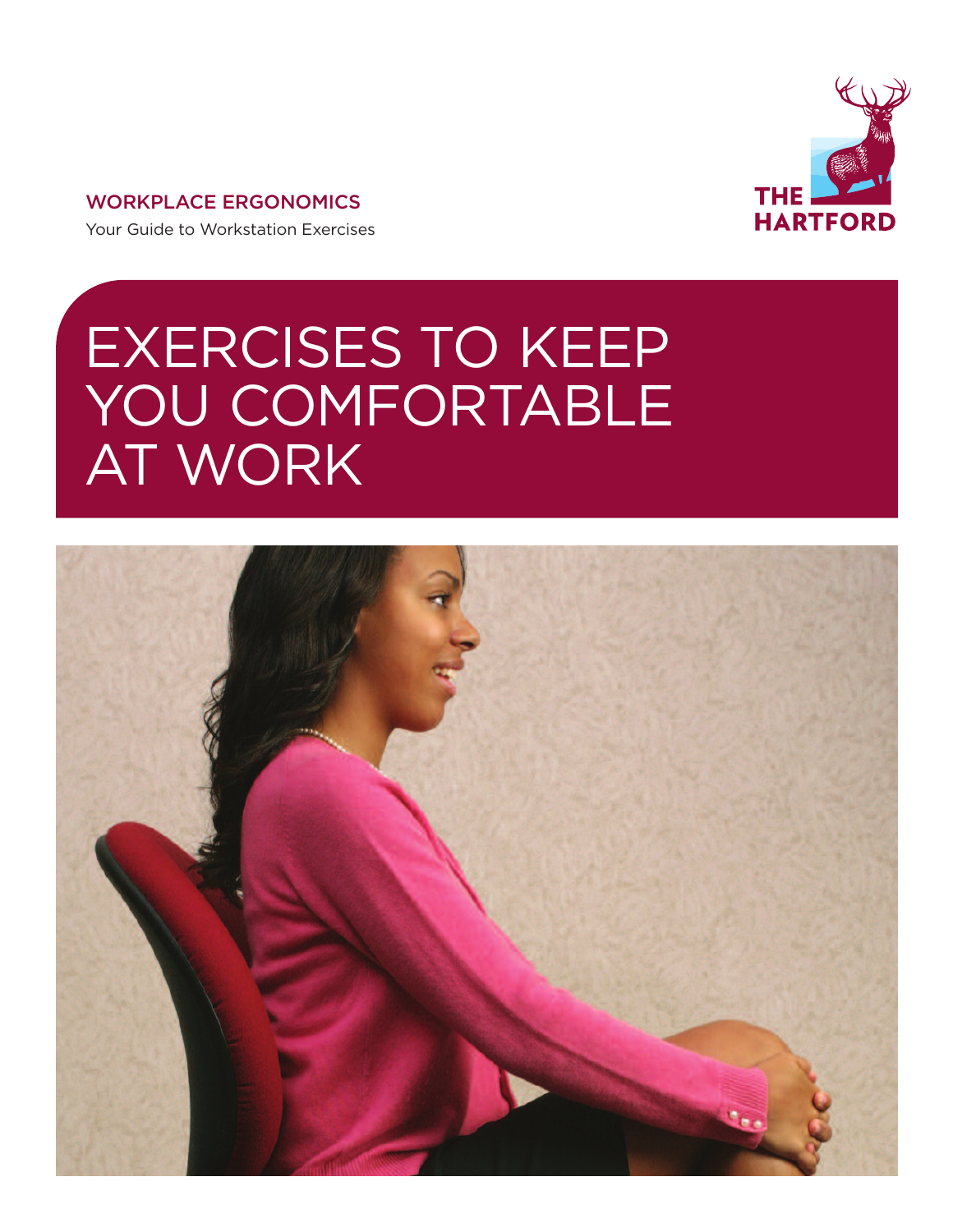WORKPLACE ERGONOMICS

Your Guide to Workstation Exercises

THE HARTFORD

# EXERCISES TO KEEP YOU COMFORTABLE AT WORK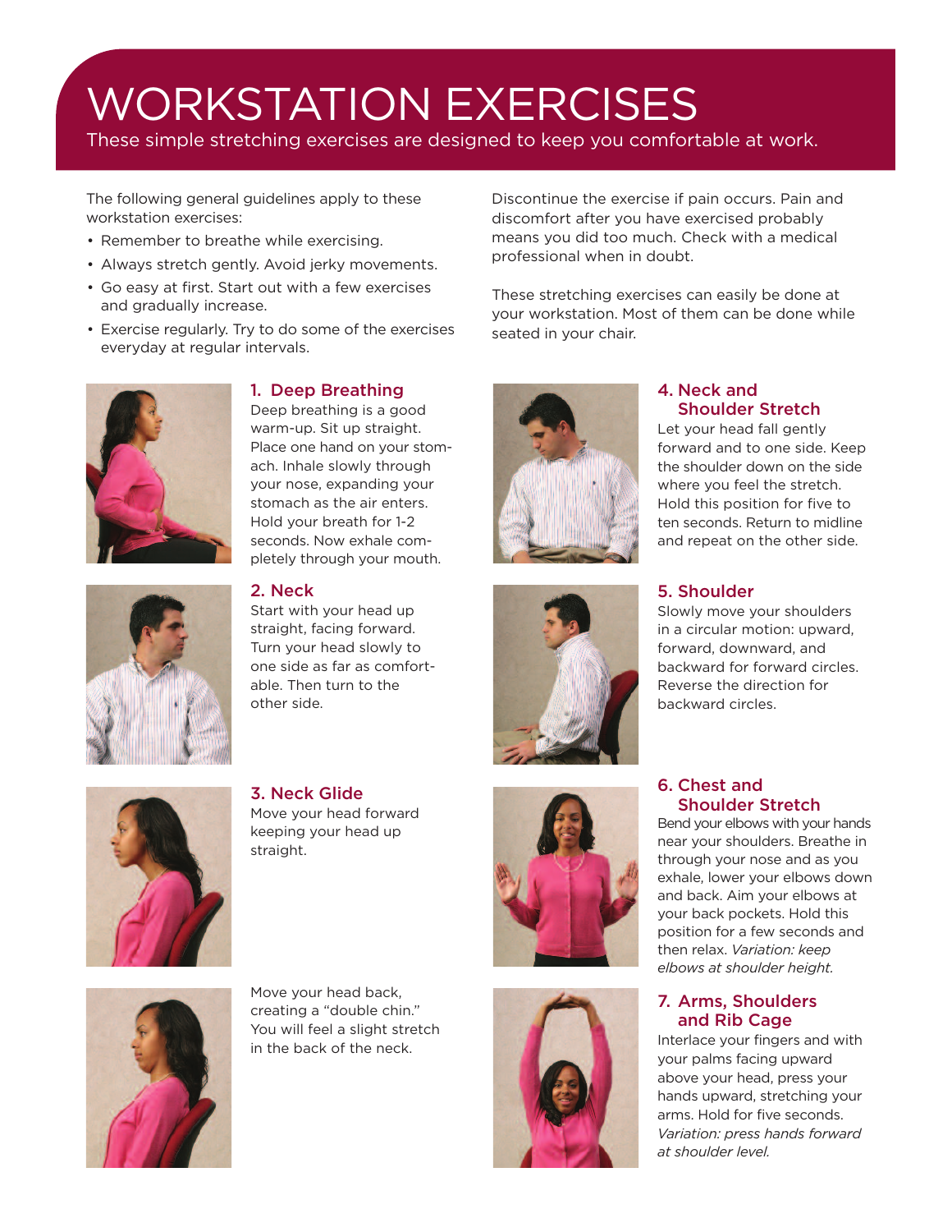# WORKSTATION EXERCISES

These simple stretching exercises are designed to keep you comfortable at work.

The following general guidelines apply to these workstation exercises:

- Remember to breathe while exercising.
- Always stretch gently. Avoid jerky movements.
- Go easy at first. Start out with a few exercises and gradually increase.
- Exercise regularly. Try to do some of the exercises everyday at regular intervals.

Discontinue the exercise if pain occurs. Pain and discomfort after you have exercised probably means you did too much. Check with a medical professional when in doubt.

These stretching exercises can easily be done at your workstation. Most of them can be done while seated in your chair.

## 1. Deep Breathing

Deep breathing is a good warm-up. Sit up straight. Place one hand on your stomach. Inhale slowly through your nose, expanding your stomach as the air enters. Hold your breath for 1-2 seconds. Now exhale completely through your mouth.

## 2. Neck

Start with your head up straight, facing forward. Turn your head slowly to one side as far as comfortable. Then turn to the other side.

## 3. Neck Glide

Move your head forward keeping your head up straight.

Move your head back, creating a "double chin." You will feel a slight stretch in the back of the neck.

## 4. Neck and Shoulder Stretch

Let your head fall gently forward and to one side. Keep the shoulder down on the side where you feel the stretch. Hold this position for five to ten seconds. Return to midline and repeat on the other side.

## 5. Shoulder

Slowly move your shoulders in a circular motion: upward, forward, downward, and backward for forward circles. Reverse the direction for backward circles.

## 6. Chest and Shoulder Stretch

Bend your elbows with your hands near your shoulders. Breathe in through your nose and as you exhale, lower your elbows down and back. Aim your elbows at your back pockets. Hold this position for a few seconds and then relax. *Variation: keep elbows at shoulder height.*

## 7. Arms, Shoulders and Rib Cage

Interlace your fingers and with your palms facing upward above your head, press your hands upward, stretching your arms. Hold for five seconds. *Variation: press hands forward at shoulder level.*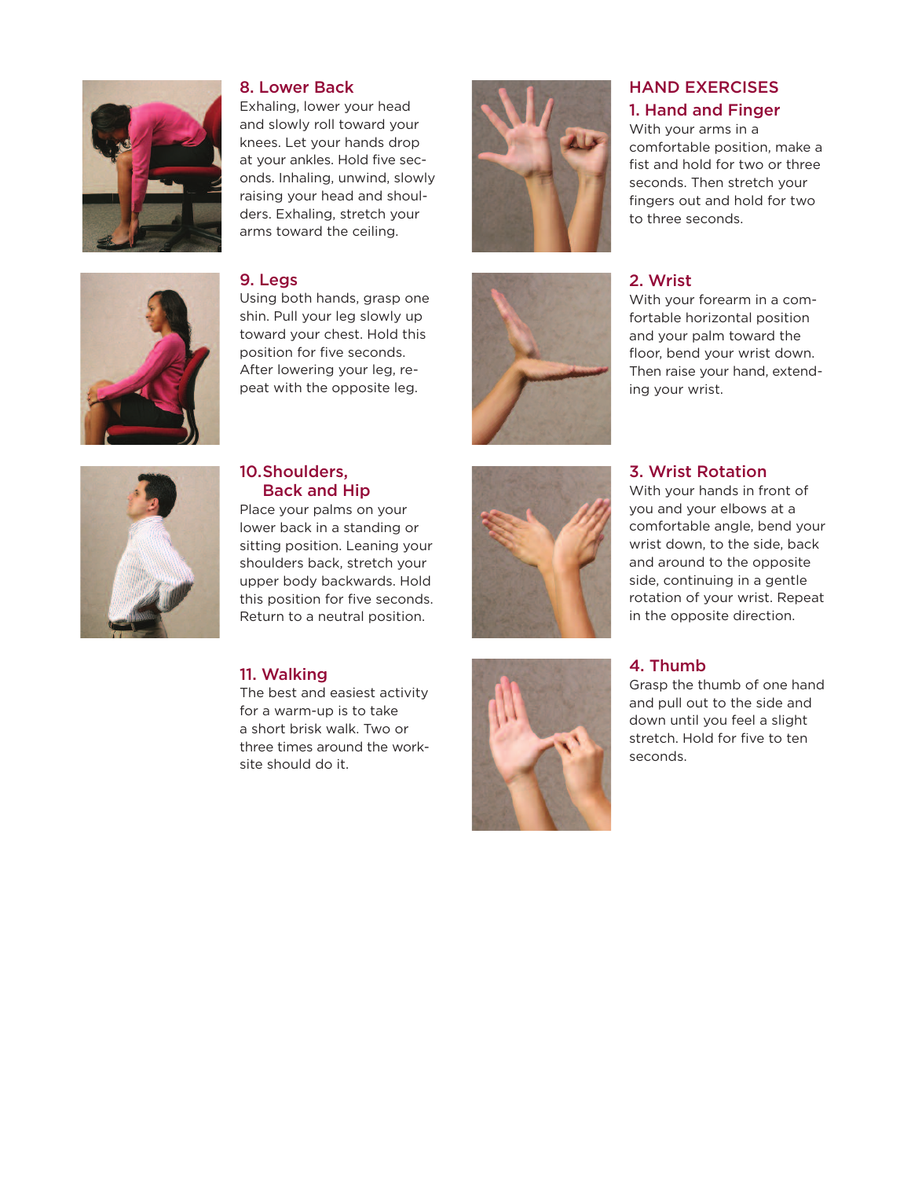### 8. Lower Back

Exhaling, lower your head and slowly roll toward your knees. Let your hands drop at your ankles. Hold five seconds. Inhaling, unwind, slowly raising your head and shoulders. Exhaling, stretch your arms toward the ceiling.

### 9. Legs

Using both hands, grasp one shin. Pull your leg slowly up toward your chest. Hold this position for five seconds. After lowering your leg, repeat with the opposite leg.

### 10. Shoulders, Back and Hip

Place your palms on your lower back in a standing or sitting position. Leaning your shoulders back, stretch your upper body backwards. Hold this position for five seconds. Return to a neutral position.

### 11. Walking

The best and easiest activity for a warm-up is to take a short brisk walk. Two or three times around the worksite should do it.

## HAND EXERCISES

### 1. Hand and Finger

With your arms in a comfortable position, make a fist and hold for two or three seconds. Then stretch your fingers out and hold for two to three seconds.

### 2. Wrist

With your forearm in a comfortable horizontal position and your palm toward the floor, bend your wrist down. Then raise your hand, extending your wrist.

### 3. Wrist Rotation

With your hands in front of you and your elbows at a comfortable angle, bend your wrist down, to the side, back and around to the opposite side, continuing in a gentle rotation of your wrist. Repeat in the opposite direction.

### 4. Thumb

Grasp the thumb of one hand and pull out to the side and down until you feel a slight stretch. Hold for five to ten seconds.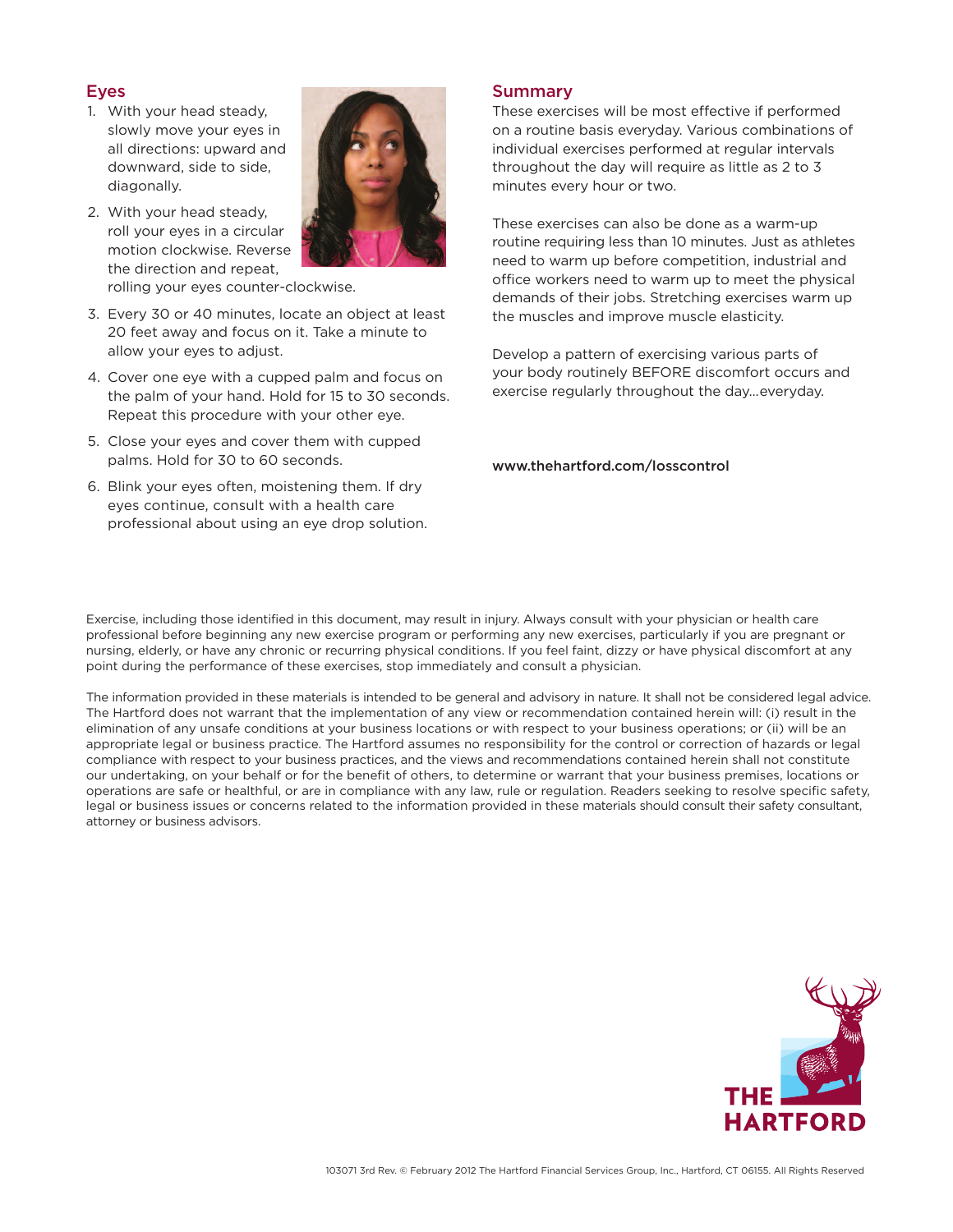## Eyes

1. With your head steady, slowly move your eyes in all directions: upward and downward, side to side, diagonally.
2. With your head steady, roll your eyes in a circular motion clockwise. Reverse the direction and repeat, rolling your eyes counter-clockwise.
3. Every 30 or 40 minutes, locate an object at least 20 feet away and focus on it. Take a minute to allow your eyes to adjust.
4. Cover one eye with a cupped palm and focus on the palm of your hand. Hold for 15 to 30 seconds. Repeat this procedure with your other eye.
5. Close your eyes and cover them with cupped palms. Hold for 30 to 60 seconds.
6. Blink your eyes often, moistening them. If dry eyes continue, consult with a health care professional about using an eye drop solution.

## Summary

These exercises will be most effective if performed on a routine basis everyday. Various combinations of individual exercises performed at regular intervals throughout the day will require as little as 2 to 3 minutes every hour or two.

These exercises can also be done as a warm-up routine requiring less than 10 minutes. Just as athletes need to warm up before competition, industrial and office workers need to warm up to meet the physical demands of their jobs. Stretching exercises warm up the muscles and improve muscle elasticity.

Develop a pattern of exercising various parts of your body routinely BEFORE discomfort occurs and exercise regularly throughout the day...everyday.

www.thehartford.com/losscontrol

Exercise, including those identified in this document, may result in injury. Always consult with your physician or health care professional before beginning any new exercise program or performing any new exercises, particularly if you are pregnant or nursing, elderly, or have any chronic or recurring physical conditions. If you feel faint, dizzy or have physical discomfort at any point during the performance of these exercises, stop immediately and consult a physician.

The information provided in these materials is intended to be general and advisory in nature. It shall not be considered legal advice. The Hartford does not warrant that the implementation of any view or recommendation contained herein will: (i) result in the elimination of any unsafe conditions at your business locations or with respect to your business operations; or (ii) will be an appropriate legal or business practice. The Hartford assumes no responsibility for the control or correction of hazards or legal compliance with respect to your business practices, and the views and recommendations contained herein shall not constitute our undertaking, on your behalf or for the benefit of others, to determine or warrant that your business premises, locations or operations are safe or healthful, or are in compliance with any law, rule or regulation. Readers seeking to resolve specific safety, legal or business issues or concerns related to the information provided in these materials should consult their safety consultant, attorney or business advisors.

THE HARTFORD

103071 3rd Rev. © February 2012 The Hartford Financial Services Group, Inc., Hartford, CT 06155. All Rights Reserved